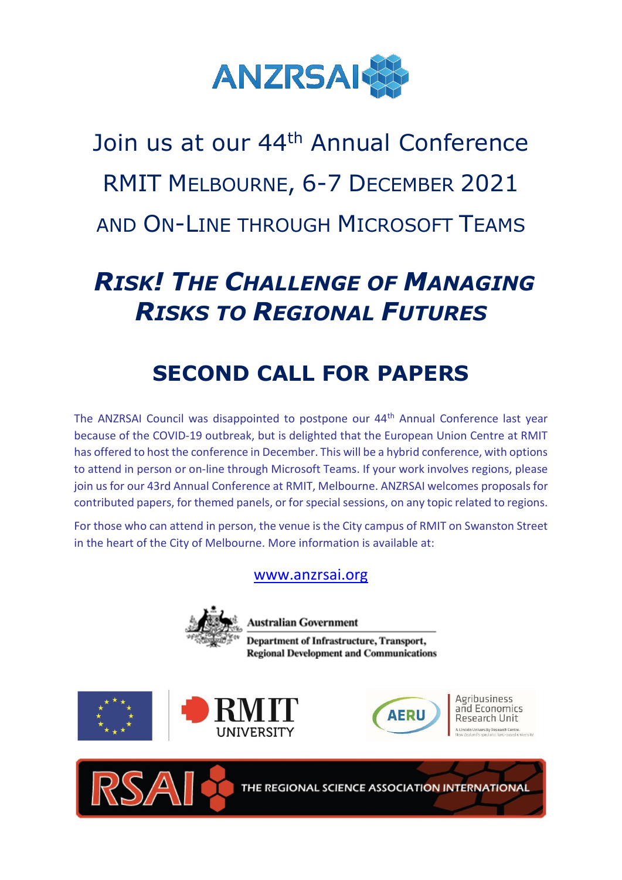ANZRSAI

# Join us at our 44th Annual Conference

## RMIT MELBOURNE, 6-7 DECEMBER 2021

## AND ON-LINE THROUGH MICROSOFT TEAMS

# *RISK! THE CHALLENGE OF MANAGING RISKS TO REGIONAL FUTURES*

## SECOND CALL FOR PAPERS

The ANZRSAI Council was disappointed to postpone our 44th Annual Conference last year because of the COVID-19 outbreak, but is delighted that the European Union Centre at RMIT has offered to host the conference in December. This will be a hybrid conference, with options to attend in person or on-line through Microsoft Teams. If your work involves regions, please join us for our 43rd Annual Conference at RMIT, Melbourne. ANZRSAI welcomes proposals for contributed papers, for themed panels, or for special sessions, on any topic related to regions.

For those who can attend in person, the venue is the City campus of RMIT on Swanston Street in the heart of the City of Melbourne. More information is available at:

www.anzrsai.org

Australian Government
Department of Infrastructure, Transport, Regional Development and Communications

RMIT UNIVERSITY

AERU Agribusiness and Economics Research Unit

RSAI THE REGIONAL SCIENCE ASSOCIATION INTERNATIONAL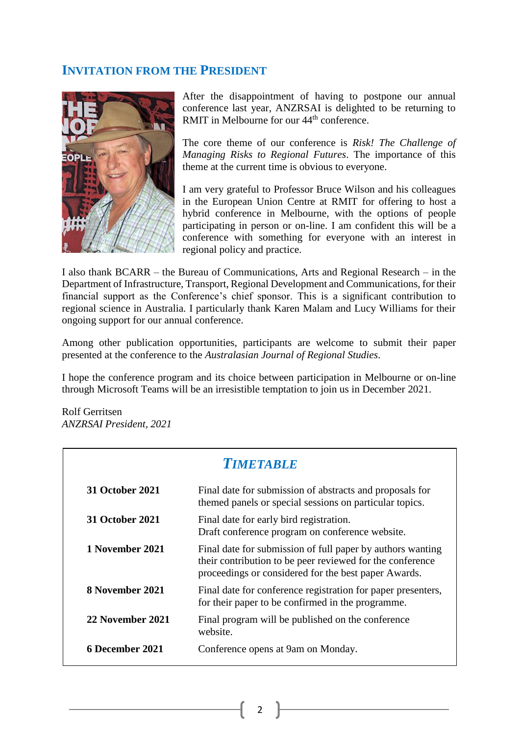## INVITATION FROM THE PRESIDENT

After the disappointment of having to postpone our annual conference last year, ANZRSAI is delighted to be returning to RMIT in Melbourne for our 44th conference.

The core theme of our conference is *Risk! The Challenge of Managing Risks to Regional Futures*. The importance of this theme at the current time is obvious to everyone.

I am very grateful to Professor Bruce Wilson and his colleagues in the European Union Centre at RMIT for offering to host a hybrid conference in Melbourne, with the options of people participating in person or on-line. I am confident this will be a conference with something for everyone with an interest in regional policy and practice.

I also thank BCARR – the Bureau of Communications, Arts and Regional Research – in the Department of Infrastructure, Transport, Regional Development and Communications, for their financial support as the Conference's chief sponsor. This is a significant contribution to regional science in Australia. I particularly thank Karen Malam and Lucy Williams for their ongoing support for our annual conference.

Among other publication opportunities, participants are welcome to submit their paper presented at the conference to the *Australasian Journal of Regional Studies*.

I hope the conference program and its choice between participation in Melbourne or on-line through Microsoft Teams will be an irresistible temptation to join us in December 2021.

Rolf Gerritsen
*ANZRSAI President, 2021*

## *TIMETABLE*

| | |
|---|---|
| **31 October 2021** | Final date for submission of abstracts and proposals for themed panels or special sessions on particular topics. |
| **31 October 2021** | Final date for early bird registration. Draft conference program on conference website. |
| **1 November 2021** | Final date for submission of full paper by authors wanting their contribution to be peer reviewed for the conference proceedings or considered for the best paper Awards. |
| **8 November 2021** | Final date for conference registration for paper presenters, for their paper to be confirmed in the programme. |
| **22 November 2021** | Final program will be published on the conference website. |
| **6 December 2021** | Conference opens at 9am on Monday. |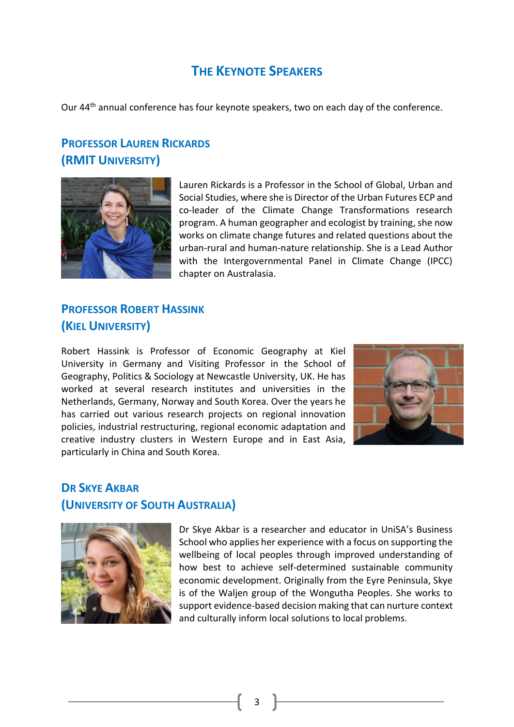## THE KEYNOTE SPEAKERS

Our 44th annual conference has four keynote speakers, two on each day of the conference.

### PROFESSOR LAUREN RICKARDS (RMIT UNIVERSITY)

Lauren Rickards is a Professor in the School of Global, Urban and Social Studies, where she is Director of the Urban Futures ECP and co-leader of the Climate Change Transformations research program. A human geographer and ecologist by training, she now works on climate change futures and related questions about the urban-rural and human-nature relationship. She is a Lead Author with the Intergovernmental Panel in Climate Change (IPCC) chapter on Australasia.

### PROFESSOR ROBERT HASSINK (KIEL UNIVERSITY)

Robert Hassink is Professor of Economic Geography at Kiel University in Germany and Visiting Professor in the School of Geography, Politics & Sociology at Newcastle University, UK. He has worked at several research institutes and universities in the Netherlands, Germany, Norway and South Korea. Over the years he has carried out various research projects on regional innovation policies, industrial restructuring, regional economic adaptation and creative industry clusters in Western Europe and in East Asia, particularly in China and South Korea.

### DR SKYE AKBAR (UNIVERSITY OF SOUTH AUSTRALIA)

Dr Skye Akbar is a researcher and educator in UniSA's Business School who applies her experience with a focus on supporting the wellbeing of local peoples through improved understanding of how best to achieve self-determined sustainable community economic development. Originally from the Eyre Peninsula, Skye is of the Waljen group of the Wongutha Peoples. She works to support evidence-based decision making that can nurture context and culturally inform local solutions to local problems.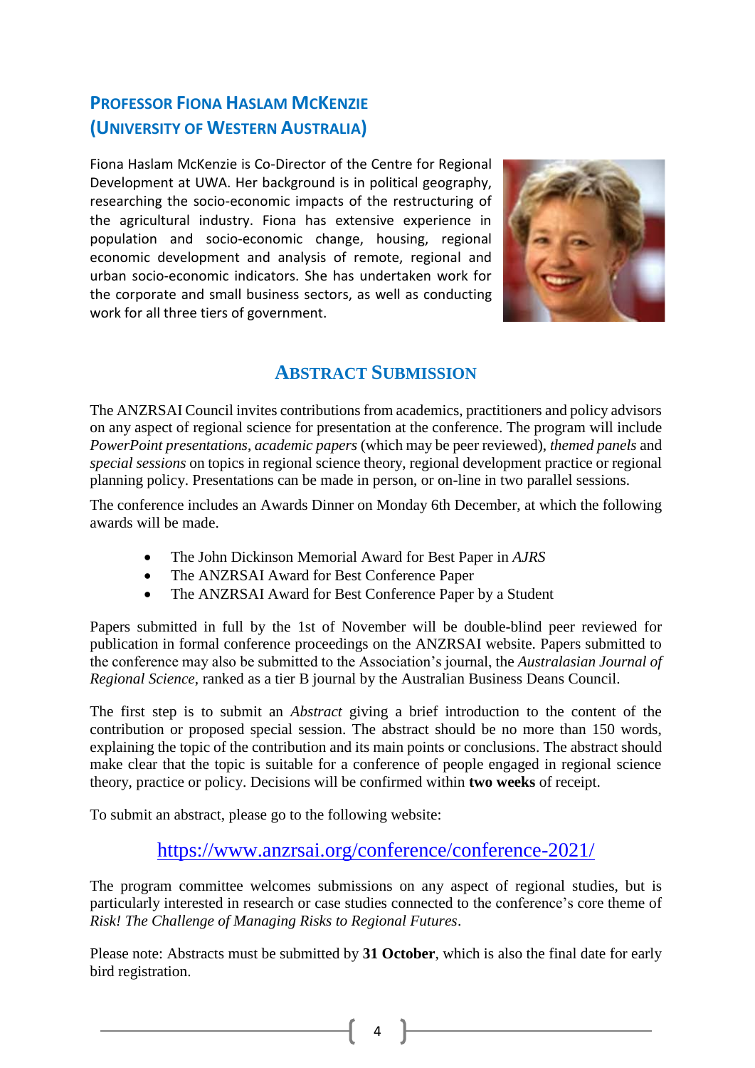## Professor Fiona Haslam McKenzie (University of Western Australia)

Fiona Haslam McKenzie is Co-Director of the Centre for Regional Development at UWA. Her background is in political geography, researching the socio-economic impacts of the restructuring of the agricultural industry. Fiona has extensive experience in population and socio-economic change, housing, regional economic development and analysis of remote, regional and urban socio-economic indicators. She has undertaken work for the corporate and small business sectors, as well as conducting work for all three tiers of government.

## Abstract Submission

The ANZRSAI Council invites contributions from academics, practitioners and policy advisors on any aspect of regional science for presentation at the conference. The program will include *PowerPoint presentations*, *academic papers* (which may be peer reviewed), *themed panels* and *special sessions* on topics in regional science theory, regional development practice or regional planning policy. Presentations can be made in person, or on-line in two parallel sessions.

The conference includes an Awards Dinner on Monday 6th December, at which the following awards will be made.

- The John Dickinson Memorial Award for Best Paper in *AJRS*
- The ANZRSAI Award for Best Conference Paper
- The ANZRSAI Award for Best Conference Paper by a Student

Papers submitted in full by the 1st of November will be double-blind peer reviewed for publication in formal conference proceedings on the ANZRSAI website. Papers submitted to the conference may also be submitted to the Association's journal, the *Australasian Journal of Regional Science*, ranked as a tier B journal by the Australian Business Deans Council.

The first step is to submit an *Abstract* giving a brief introduction to the content of the contribution or proposed special session. The abstract should be no more than 150 words, explaining the topic of the contribution and its main points or conclusions. The abstract should make clear that the topic is suitable for a conference of people engaged in regional science theory, practice or policy. Decisions will be confirmed within **two weeks** of receipt.

To submit an abstract, please go to the following website:

https://www.anzrsai.org/conference/conference-2021/

The program committee welcomes submissions on any aspect of regional studies, but is particularly interested in research or case studies connected to the conference's core theme of *Risk! The Challenge of Managing Risks to Regional Futures*.

Please note: Abstracts must be submitted by **31 October**, which is also the final date for early bird registration.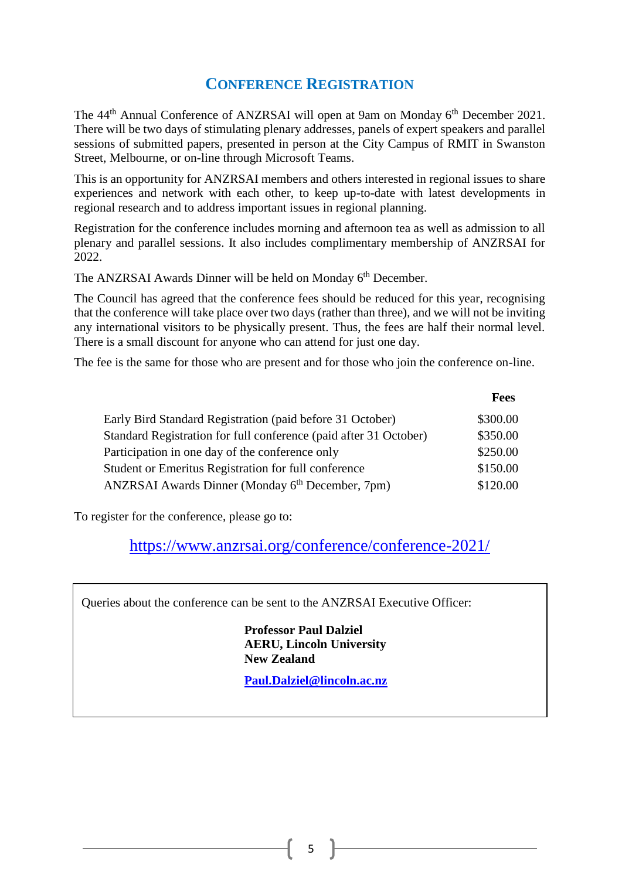## CONFERENCE REGISTRATION

The 44th Annual Conference of ANZRSAI will open at 9am on Monday 6th December 2021. There will be two days of stimulating plenary addresses, panels of expert speakers and parallel sessions of submitted papers, presented in person at the City Campus of RMIT in Swanston Street, Melbourne, or on-line through Microsoft Teams.

This is an opportunity for ANZRSAI members and others interested in regional issues to share experiences and network with each other, to keep up-to-date with latest developments in regional research and to address important issues in regional planning.

Registration for the conference includes morning and afternoon tea as well as admission to all plenary and parallel sessions. It also includes complimentary membership of ANZRSAI for 2022.

The ANZRSAI Awards Dinner will be held on Monday 6th December.

The Council has agreed that the conference fees should be reduced for this year, recognising that the conference will take place over two days (rather than three), and we will not be inviting any international visitors to be physically present. Thus, the fees are half their normal level. There is a small discount for anyone who can attend for just one day.

The fee is the same for those who are present and for those who join the conference on-line.

| | **Fees** |
|---|---|
| Early Bird Standard Registration (paid before 31 October) | $300.00 |
| Standard Registration for full conference (paid after 31 October) | $350.00 |
| Participation in one day of the conference only | $250.00 |
| Student or Emeritus Registration for full conference | $150.00 |
| ANZRSAI Awards Dinner (Monday 6th December, 7pm) | $120.00 |

To register for the conference, please go to:

https://www.anzrsai.org/conference/conference-2021/

Queries about the conference can be sent to the ANZRSAI Executive Officer:

**Professor Paul Dalziel**
**AERU, Lincoln University**
**New Zealand**

**Paul.Dalziel@lincoln.ac.nz**